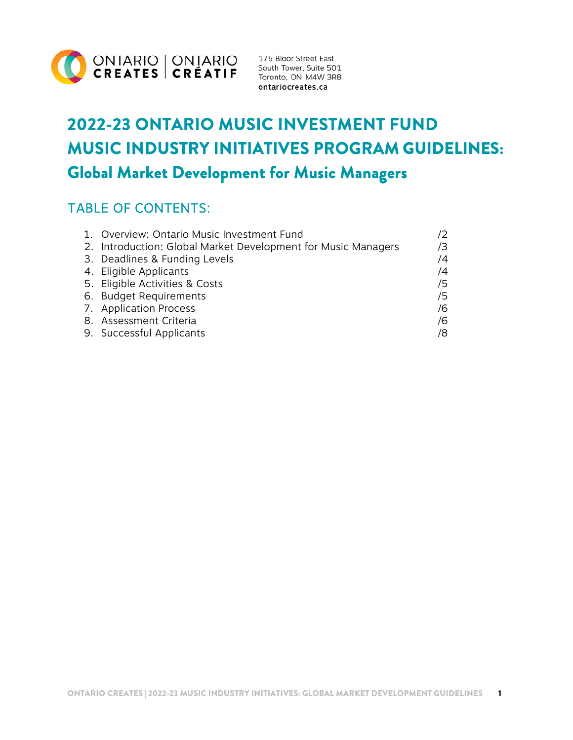ONTARIO CREATES | ONTARIO CRÉATIF

175 Bloor Street East
South Tower, Suite 501
Toronto, ON M4W 3R8
**ontariocreates.ca**

# 2022-23 ONTARIO MUSIC INVESTMENT FUND MUSIC INDUSTRY INITIATIVES PROGRAM GUIDELINES:

## Global Market Development for Music Managers

## TABLE OF CONTENTS:

1. Overview: Ontario Music Investment Fund /2
2. Introduction: Global Market Development for Music Managers /3
3. Deadlines & Funding Levels /4
4. Eligible Applicants /4
5. Eligible Activities & Costs /5
6. Budget Requirements /5
7. Application Process /6
8. Assessment Criteria /6
9. Successful Applicants /8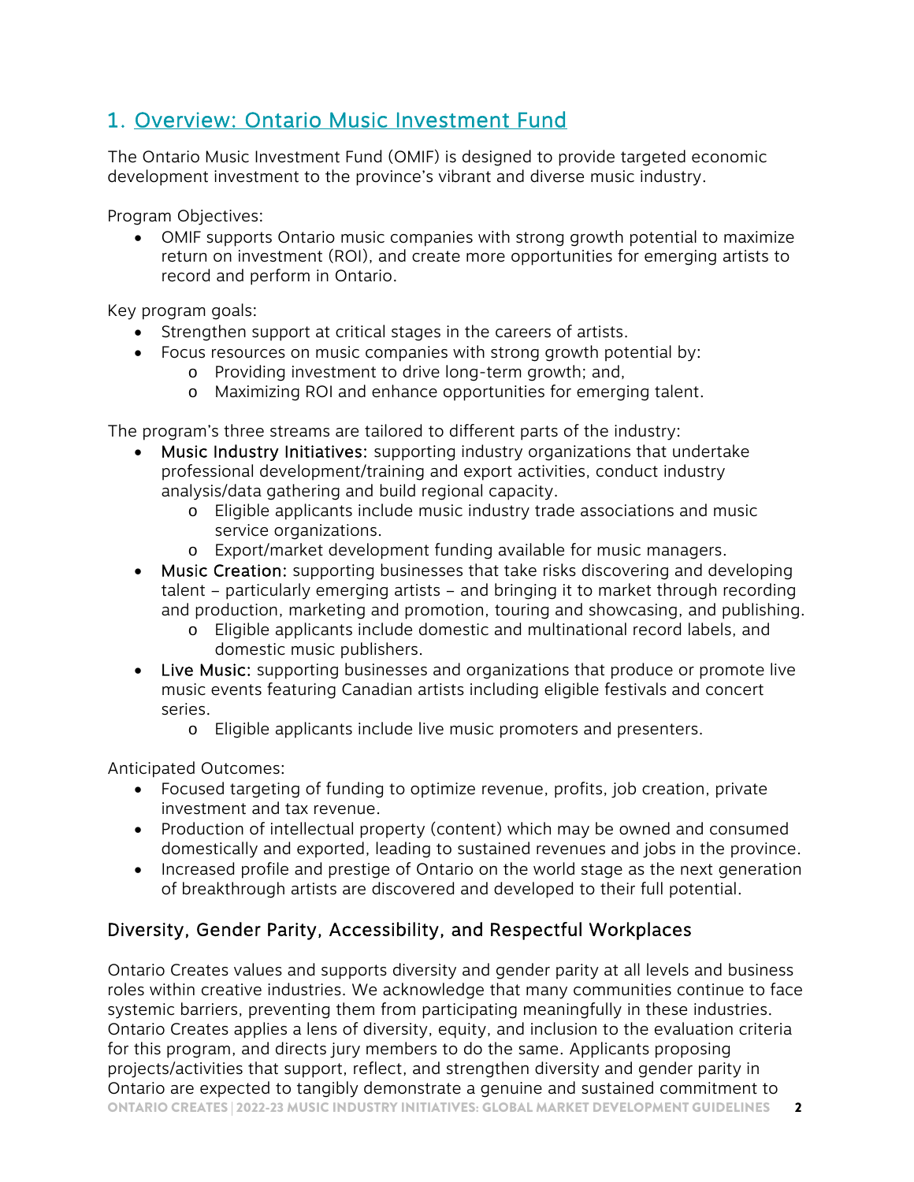## 1. Overview: Ontario Music Investment Fund

The Ontario Music Investment Fund (OMIF) is designed to provide targeted economic development investment to the province's vibrant and diverse music industry.

Program Objectives:

- OMIF supports Ontario music companies with strong growth potential to maximize return on investment (ROI), and create more opportunities for emerging artists to record and perform in Ontario.

Key program goals:

- Strengthen support at critical stages in the careers of artists.
- Focus resources on music companies with strong growth potential by:
  - Providing investment to drive long-term growth; and,
  - Maximizing ROI and enhance opportunities for emerging talent.

The program's three streams are tailored to different parts of the industry:

- Music Industry Initiatives: supporting industry organizations that undertake professional development/training and export activities, conduct industry analysis/data gathering and build regional capacity.
  - Eligible applicants include music industry trade associations and music service organizations.
  - Export/market development funding available for music managers.
- Music Creation: supporting businesses that take risks discovering and developing talent – particularly emerging artists – and bringing it to market through recording and production, marketing and promotion, touring and showcasing, and publishing.
  - Eligible applicants include domestic and multinational record labels, and domestic music publishers.
- Live Music: supporting businesses and organizations that produce or promote live music events featuring Canadian artists including eligible festivals and concert series.
  - Eligible applicants include live music promoters and presenters.

Anticipated Outcomes:

- Focused targeting of funding to optimize revenue, profits, job creation, private investment and tax revenue.
- Production of intellectual property (content) which may be owned and consumed domestically and exported, leading to sustained revenues and jobs in the province.
- Increased profile and prestige of Ontario on the world stage as the next generation of breakthrough artists are discovered and developed to their full potential.

### Diversity, Gender Parity, Accessibility, and Respectful Workplaces

Ontario Creates values and supports diversity and gender parity at all levels and business roles within creative industries. We acknowledge that many communities continue to face systemic barriers, preventing them from participating meaningfully in these industries. Ontario Creates applies a lens of diversity, equity, and inclusion to the evaluation criteria for this program, and directs jury members to do the same. Applicants proposing projects/activities that support, reflect, and strengthen diversity and gender parity in Ontario are expected to tangibly demonstrate a genuine and sustained commitment to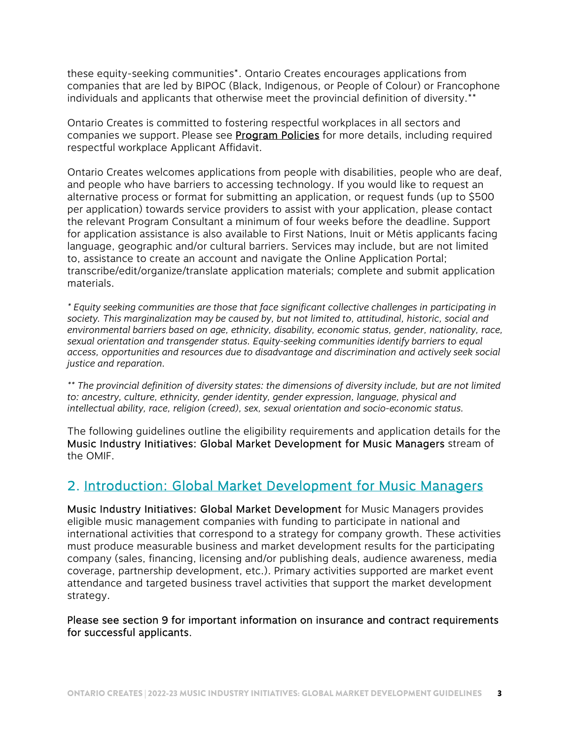these equity-seeking communities*. Ontario Creates encourages applications from companies that are led by BIPOC (Black, Indigenous, or People of Colour) or Francophone individuals and applicants that otherwise meet the provincial definition of diversity.**

Ontario Creates is committed to fostering respectful workplaces in all sectors and companies we support. Please see **Program Policies** for more details, including required respectful workplace Applicant Affidavit.

Ontario Creates welcomes applications from people with disabilities, people who are deaf, and people who have barriers to accessing technology. If you would like to request an alternative process or format for submitting an application, or request funds (up to $500 per application) towards service providers to assist with your application, please contact the relevant Program Consultant a minimum of four weeks before the deadline. Support for application assistance is also available to First Nations, Inuit or Métis applicants facing language, geographic and/or cultural barriers. Services may include, but are not limited to, assistance to create an account and navigate the Online Application Portal; transcribe/edit/organize/translate application materials; complete and submit application materials.

*\* Equity seeking communities are those that face significant collective challenges in participating in society. This marginalization may be caused by, but not limited to, attitudinal, historic, social and environmental barriers based on age, ethnicity, disability, economic status, gender, nationality, race, sexual orientation and transgender status. Equity-seeking communities identify barriers to equal access, opportunities and resources due to disadvantage and discrimination and actively seek social justice and reparation.*

*\*\* The provincial definition of diversity states: the dimensions of diversity include, but are not limited to: ancestry, culture, ethnicity, gender identity, gender expression, language, physical and intellectual ability, race, religion (creed), sex, sexual orientation and socio-economic status.*

The following guidelines outline the eligibility requirements and application details for the Music Industry Initiatives: Global Market Development for Music Managers stream of the OMIF.

## 2. Introduction: Global Market Development for Music Managers

Music Industry Initiatives: Global Market Development for Music Managers provides eligible music management companies with funding to participate in national and international activities that correspond to a strategy for company growth. These activities must produce measurable business and market development results for the participating company (sales, financing, licensing and/or publishing deals, audience awareness, media coverage, partnership development, etc.). Primary activities supported are market event attendance and targeted business travel activities that support the market development strategy.

Please see section 9 for important information on insurance and contract requirements for successful applicants.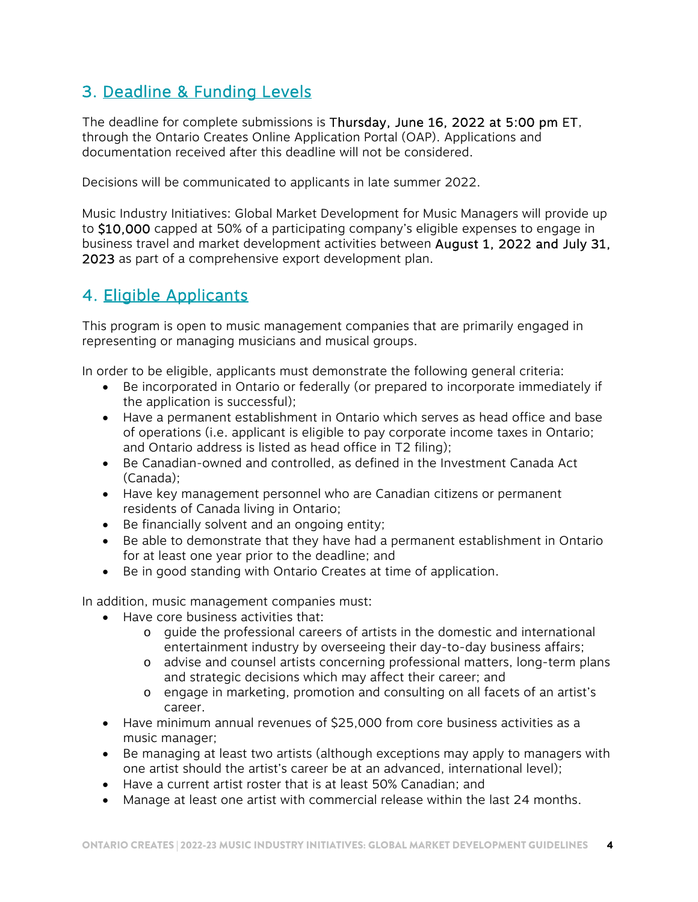## 3. Deadline & Funding Levels

The deadline for complete submissions is **Thursday, June 16, 2022 at 5:00 pm ET**, through the Ontario Creates Online Application Portal (OAP). Applications and documentation received after this deadline will not be considered.

Decisions will be communicated to applicants in late summer 2022.

Music Industry Initiatives: Global Market Development for Music Managers will provide up to **$10,000** capped at 50% of a participating company's eligible expenses to engage in business travel and market development activities between **August 1, 2022 and July 31, 2023** as part of a comprehensive export development plan.

## 4. Eligible Applicants

This program is open to music management companies that are primarily engaged in representing or managing musicians and musical groups.

In order to be eligible, applicants must demonstrate the following general criteria:

- Be incorporated in Ontario or federally (or prepared to incorporate immediately if the application is successful);
- Have a permanent establishment in Ontario which serves as head office and base of operations (i.e. applicant is eligible to pay corporate income taxes in Ontario; and Ontario address is listed as head office in T2 filing);
- Be Canadian-owned and controlled, as defined in the Investment Canada Act (Canada);
- Have key management personnel who are Canadian citizens or permanent residents of Canada living in Ontario;
- Be financially solvent and an ongoing entity;
- Be able to demonstrate that they have had a permanent establishment in Ontario for at least one year prior to the deadline; and
- Be in good standing with Ontario Creates at time of application.

In addition, music management companies must:

- Have core business activities that:
  - guide the professional careers of artists in the domestic and international entertainment industry by overseeing their day-to-day business affairs;
  - advise and counsel artists concerning professional matters, long-term plans and strategic decisions which may affect their career; and
  - engage in marketing, promotion and consulting on all facets of an artist's career.
- Have minimum annual revenues of $25,000 from core business activities as a music manager;
- Be managing at least two artists (although exceptions may apply to managers with one artist should the artist's career be at an advanced, international level);
- Have a current artist roster that is at least 50% Canadian; and
- Manage at least one artist with commercial release within the last 24 months.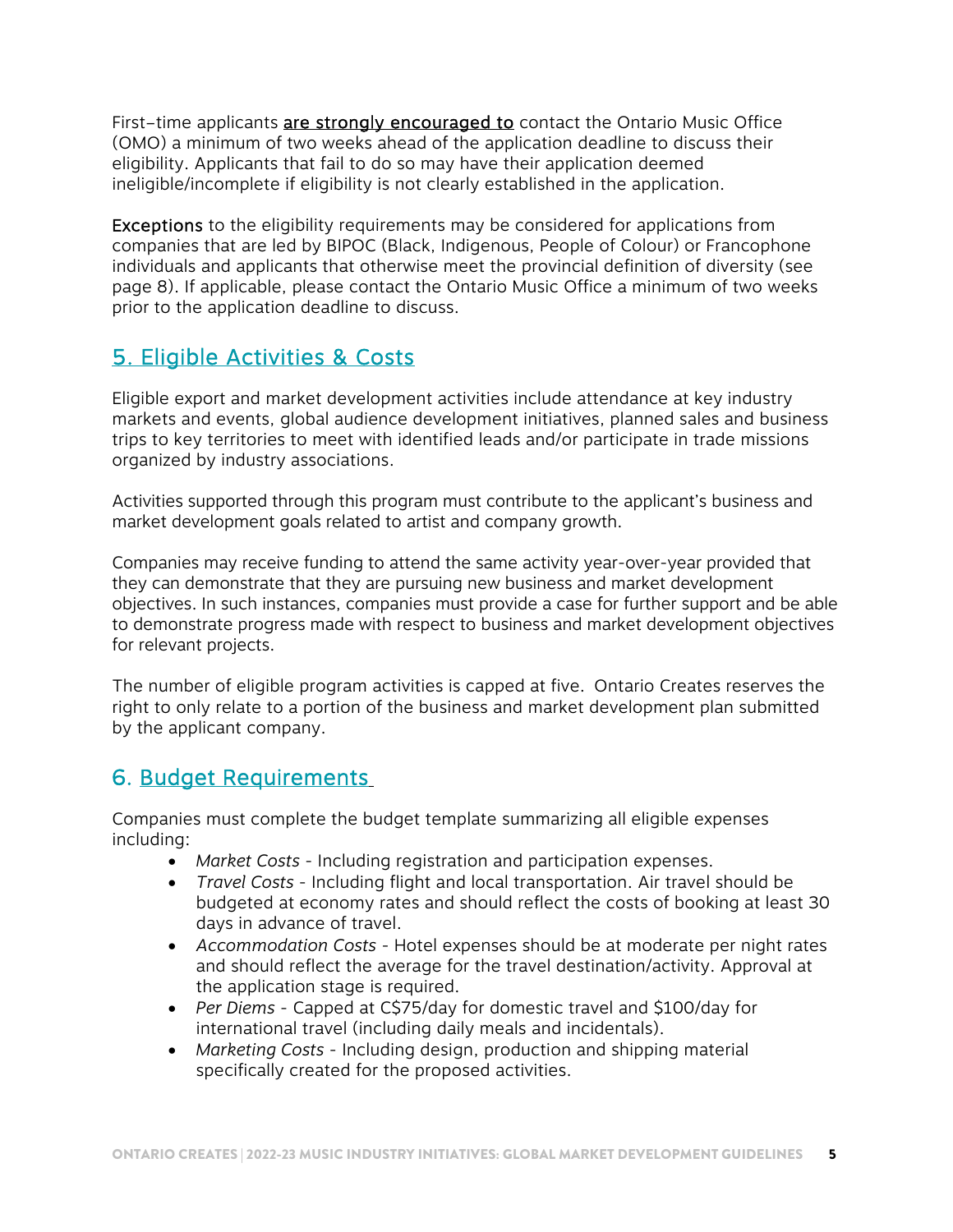First-time applicants <u>are strongly encouraged to</u> contact the Ontario Music Office (OMO) a minimum of two weeks ahead of the application deadline to discuss their eligibility. Applicants that fail to do so may have their application deemed ineligible/incomplete if eligibility is not clearly established in the application.

**Exceptions** to the eligibility requirements may be considered for applications from companies that are led by BIPOC (Black, Indigenous, People of Colour) or Francophone individuals and applicants that otherwise meet the provincial definition of diversity (see page 8). If applicable, please contact the Ontario Music Office a minimum of two weeks prior to the application deadline to discuss.

## 5. Eligible Activities & Costs

Eligible export and market development activities include attendance at key industry markets and events, global audience development initiatives, planned sales and business trips to key territories to meet with identified leads and/or participate in trade missions organized by industry associations.

Activities supported through this program must contribute to the applicant's business and market development goals related to artist and company growth.

Companies may receive funding to attend the same activity year-over-year provided that they can demonstrate that they are pursuing new business and market development objectives. In such instances, companies must provide a case for further support and be able to demonstrate progress made with respect to business and market development objectives for relevant projects.

The number of eligible program activities is capped at five. Ontario Creates reserves the right to only relate to a portion of the business and market development plan submitted by the applicant company.

## 6. Budget Requirements

Companies must complete the budget template summarizing all eligible expenses including:

- *Market Costs* - Including registration and participation expenses.
- *Travel Costs* - Including flight and local transportation. Air travel should be budgeted at economy rates and should reflect the costs of booking at least 30 days in advance of travel.
- *Accommodation Costs* - Hotel expenses should be at moderate per night rates and should reflect the average for the travel destination/activity. Approval at the application stage is required.
- *Per Diems* - Capped at C$75/day for domestic travel and $100/day for international travel (including daily meals and incidentals).
- *Marketing Costs* - Including design, production and shipping material specifically created for the proposed activities.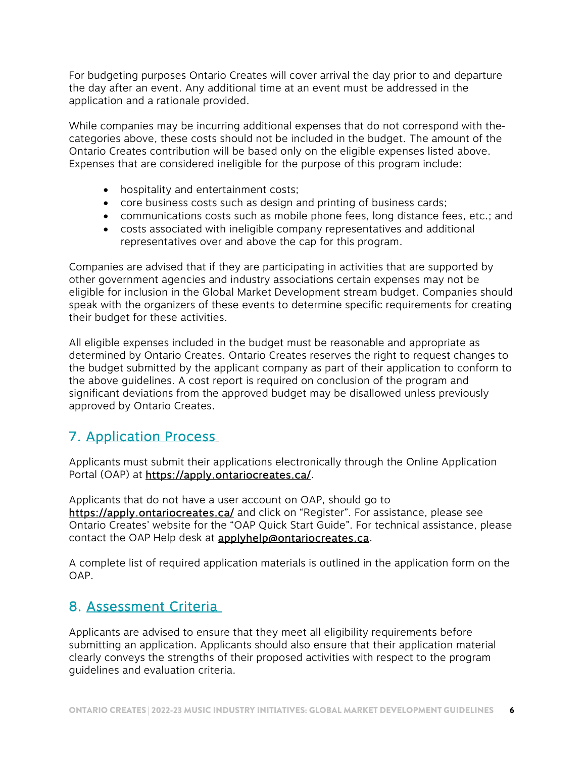For budgeting purposes Ontario Creates will cover arrival the day prior to and departure the day after an event. Any additional time at an event must be addressed in the application and a rationale provided.

While companies may be incurring additional expenses that do not correspond with the categories above, these costs should not be included in the budget. The amount of the Ontario Creates contribution will be based only on the eligible expenses listed above. Expenses that are considered ineligible for the purpose of this program include:

- hospitality and entertainment costs;
- core business costs such as design and printing of business cards;
- communications costs such as mobile phone fees, long distance fees, etc.; and
- costs associated with ineligible company representatives and additional representatives over and above the cap for this program.

Companies are advised that if they are participating in activities that are supported by other government agencies and industry associations certain expenses may not be eligible for inclusion in the Global Market Development stream budget. Companies should speak with the organizers of these events to determine specific requirements for creating their budget for these activities.

All eligible expenses included in the budget must be reasonable and appropriate as determined by Ontario Creates. Ontario Creates reserves the right to request changes to the budget submitted by the applicant company as part of their application to conform to the above guidelines. A cost report is required on conclusion of the program and significant deviations from the approved budget may be disallowed unless previously approved by Ontario Creates.

## 7. Application Process

Applicants must submit their applications electronically through the Online Application Portal (OAP) at https://apply.ontariocreates.ca/.

Applicants that do not have a user account on OAP, should go to https://apply.ontariocreates.ca/ and click on "Register". For assistance, please see Ontario Creates' website for the "OAP Quick Start Guide". For technical assistance, please contact the OAP Help desk at applyhelp@ontariocreates.ca.

A complete list of required application materials is outlined in the application form on the OAP.

## 8. Assessment Criteria

Applicants are advised to ensure that they meet all eligibility requirements before submitting an application. Applicants should also ensure that their application material clearly conveys the strengths of their proposed activities with respect to the program guidelines and evaluation criteria.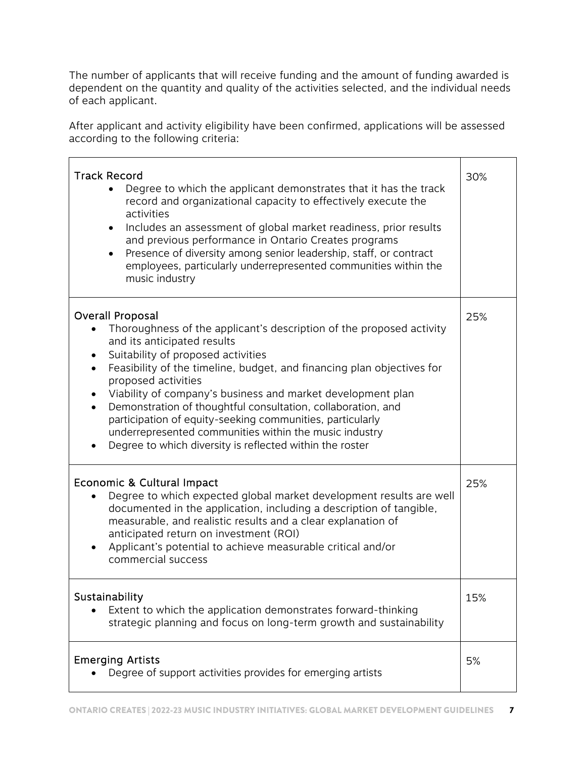The number of applicants that will receive funding and the amount of funding awarded is dependent on the quantity and quality of the activities selected, and the individual needs of each applicant.

After applicant and activity eligibility have been confirmed, applications will be assessed according to the following criteria:

| Criteria | Weight |
|---|---|
| **Track Record**<br>• Degree to which the applicant demonstrates that it has the track record and organizational capacity to effectively execute the activities<br>• Includes an assessment of global market readiness, prior results and previous performance in Ontario Creates programs<br>• Presence of diversity among senior leadership, staff, or contract employees, particularly underrepresented communities within the music industry | 30% |
| **Overall Proposal**<br>• Thoroughness of the applicant's description of the proposed activity and its anticipated results<br>• Suitability of proposed activities<br>• Feasibility of the timeline, budget, and financing plan objectives for proposed activities<br>• Viability of company's business and market development plan<br>• Demonstration of thoughtful consultation, collaboration, and participation of equity-seeking communities, particularly underrepresented communities within the music industry<br>• Degree to which diversity is reflected within the roster | 25% |
| **Economic & Cultural Impact**<br>• Degree to which expected global market development results are well documented in the application, including a description of tangible, measurable, and realistic results and a clear explanation of anticipated return on investment (ROI)<br>• Applicant's potential to achieve measurable critical and/or commercial success | 25% |
| **Sustainability**<br>• Extent to which the application demonstrates forward-thinking strategic planning and focus on long-term growth and sustainability | 15% |
| **Emerging Artists**<br>• Degree of support activities provides for emerging artists | 5% |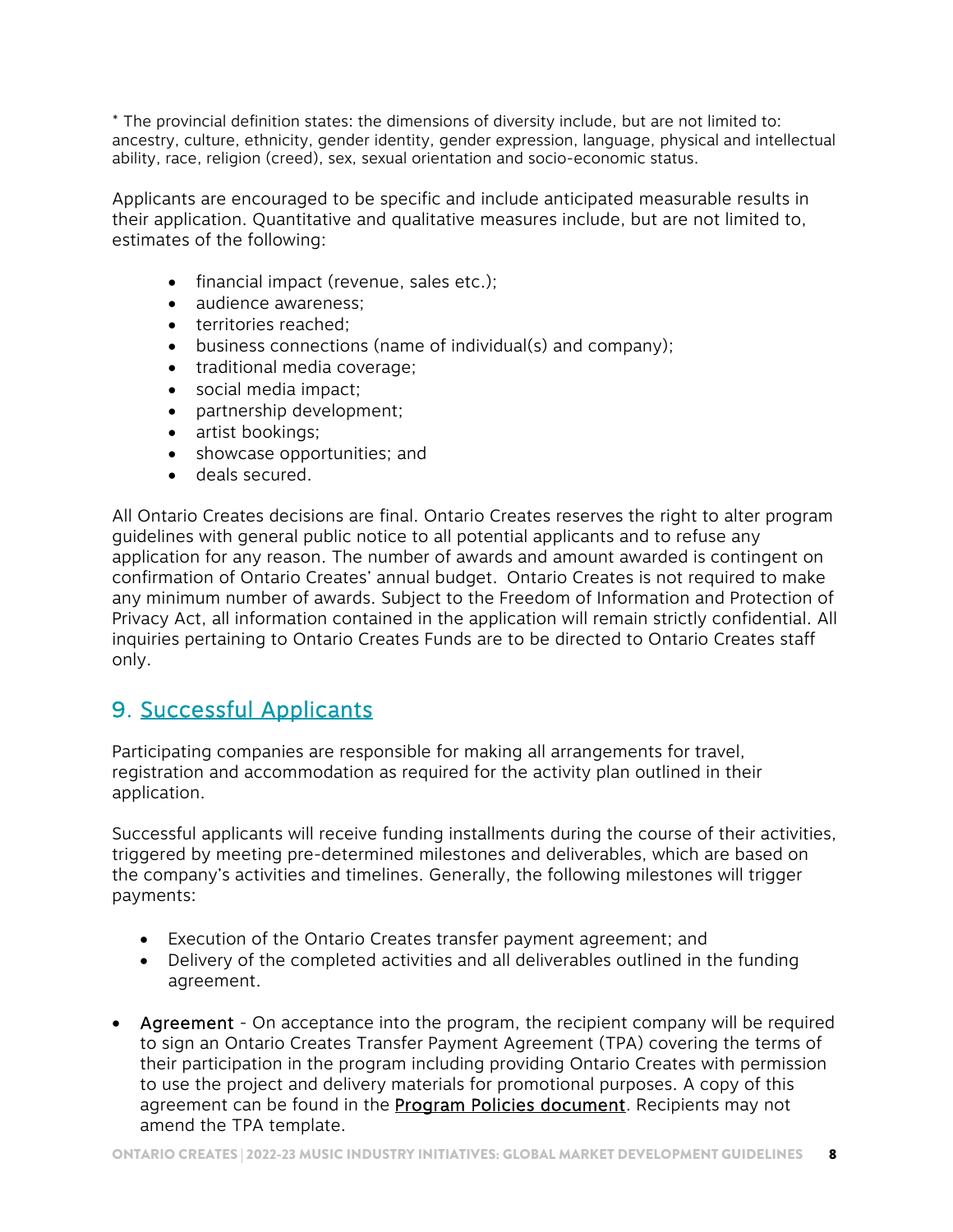* The provincial definition states: the dimensions of diversity include, but are not limited to: ancestry, culture, ethnicity, gender identity, gender expression, language, physical and intellectual ability, race, religion (creed), sex, sexual orientation and socio-economic status.

Applicants are encouraged to be specific and include anticipated measurable results in their application. Quantitative and qualitative measures include, but are not limited to, estimates of the following:

- financial impact (revenue, sales etc.);
- audience awareness;
- territories reached;
- business connections (name of individual(s) and company);
- traditional media coverage;
- social media impact;
- partnership development;
- artist bookings;
- showcase opportunities; and
- deals secured.

All Ontario Creates decisions are final. Ontario Creates reserves the right to alter program guidelines with general public notice to all potential applicants and to refuse any application for any reason. The number of awards and amount awarded is contingent on confirmation of Ontario Creates' annual budget. Ontario Creates is not required to make any minimum number of awards. Subject to the Freedom of Information and Protection of Privacy Act, all information contained in the application will remain strictly confidential. All inquiries pertaining to Ontario Creates Funds are to be directed to Ontario Creates staff only.

## 9. Successful Applicants

Participating companies are responsible for making all arrangements for travel, registration and accommodation as required for the activity plan outlined in their application.

Successful applicants will receive funding installments during the course of their activities, triggered by meeting pre-determined milestones and deliverables, which are based on the company's activities and timelines. Generally, the following milestones will trigger payments:

- Execution of the Ontario Creates transfer payment agreement; and
- Delivery of the completed activities and all deliverables outlined in the funding agreement.

- Agreement - On acceptance into the program, the recipient company will be required to sign an Ontario Creates Transfer Payment Agreement (TPA) covering the terms of their participation in the program including providing Ontario Creates with permission to use the project and delivery materials for promotional purposes. A copy of this agreement can be found in the Program Policies document. Recipients may not amend the TPA template.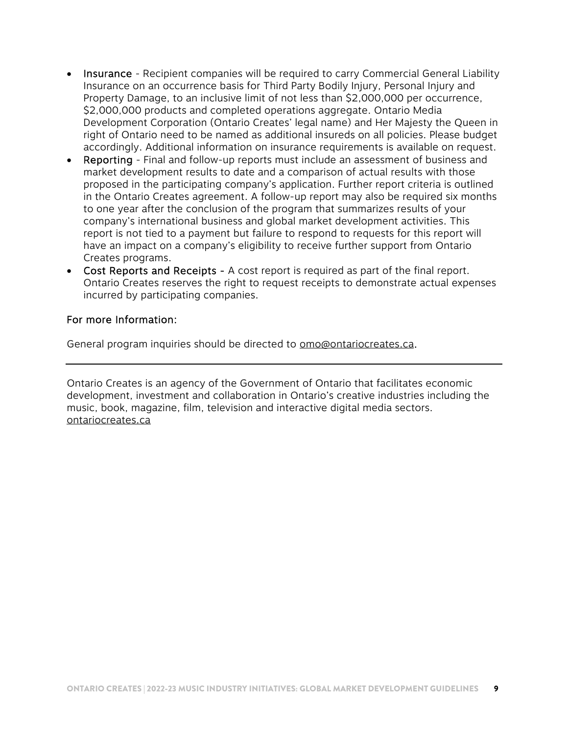- **Insurance** - Recipient companies will be required to carry Commercial General Liability Insurance on an occurrence basis for Third Party Bodily Injury, Personal Injury and Property Damage, to an inclusive limit of not less than $2,000,000 per occurrence, $2,000,000 products and completed operations aggregate. Ontario Media Development Corporation (Ontario Creates' legal name) and Her Majesty the Queen in right of Ontario need to be named as additional insureds on all policies. Please budget accordingly. Additional information on insurance requirements is available on request.
- **Reporting** - Final and follow-up reports must include an assessment of business and market development results to date and a comparison of actual results with those proposed in the participating company's application. Further report criteria is outlined in the Ontario Creates agreement. A follow-up report may also be required six months to one year after the conclusion of the program that summarizes results of your company's international business and global market development activities. This report is not tied to a payment but failure to respond to requests for this report will have an impact on a company's eligibility to receive further support from Ontario Creates programs.
- **Cost Reports and Receipts -** A cost report is required as part of the final report. Ontario Creates reserves the right to request receipts to demonstrate actual expenses incurred by participating companies.

## For more Information:

General program inquiries should be directed to omo@ontariocreates.ca.

---

Ontario Creates is an agency of the Government of Ontario that facilitates economic development, investment and collaboration in Ontario's creative industries including the music, book, magazine, film, television and interactive digital media sectors.
ontariocreates.ca